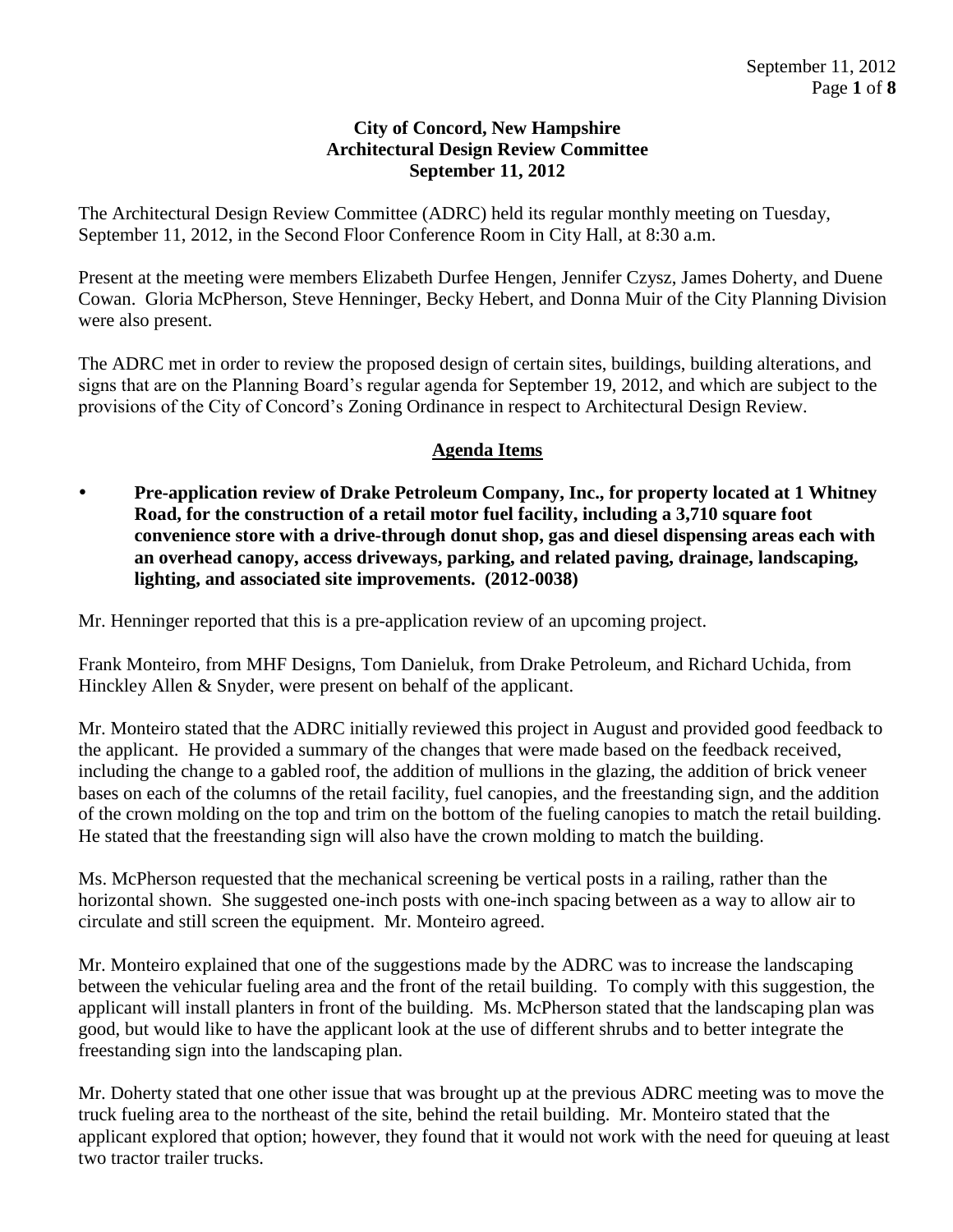**City of Concord, New Hampshire**
**Architectural Design Review Committee**
**September 11, 2012**

The Architectural Design Review Committee (ADRC) held its regular monthly meeting on Tuesday, September 11, 2012, in the Second Floor Conference Room in City Hall, at 8:30 a.m.

Present at the meeting were members Elizabeth Durfee Hengen, Jennifer Czysz, James Doherty, and Duene Cowan. Gloria McPherson, Steve Henninger, Becky Hebert, and Donna Muir of the City Planning Division were also present.

The ADRC met in order to review the proposed design of certain sites, buildings, building alterations, and signs that are on the Planning Board's regular agenda for September 19, 2012, and which are subject to the provisions of the City of Concord's Zoning Ordinance in respect to Architectural Design Review.

## Agenda Items

- **Pre-application review of Drake Petroleum Company, Inc., for property located at 1 Whitney Road, for the construction of a retail motor fuel facility, including a 3,710 square foot convenience store with a drive-through donut shop, gas and diesel dispensing areas each with an overhead canopy, access driveways, parking, and related paving, drainage, landscaping, lighting, and associated site improvements. (2012-0038)**

Mr. Henninger reported that this is a pre-application review of an upcoming project.

Frank Monteiro, from MHF Designs, Tom Danieluk, from Drake Petroleum, and Richard Uchida, from Hinckley Allen & Snyder, were present on behalf of the applicant.

Mr. Monteiro stated that the ADRC initially reviewed this project in August and provided good feedback to the applicant. He provided a summary of the changes that were made based on the feedback received, including the change to a gabled roof, the addition of mullions in the glazing, the addition of brick veneer bases on each of the columns of the retail facility, fuel canopies, and the freestanding sign, and the addition of the crown molding on the top and trim on the bottom of the fueling canopies to match the retail building. He stated that the freestanding sign will also have the crown molding to match the building.

Ms. McPherson requested that the mechanical screening be vertical posts in a railing, rather than the horizontal shown. She suggested one-inch posts with one-inch spacing between as a way to allow air to circulate and still screen the equipment. Mr. Monteiro agreed.

Mr. Monteiro explained that one of the suggestions made by the ADRC was to increase the landscaping between the vehicular fueling area and the front of the retail building. To comply with this suggestion, the applicant will install planters in front of the building. Ms. McPherson stated that the landscaping plan was good, but would like to have the applicant look at the use of different shrubs and to better integrate the freestanding sign into the landscaping plan.

Mr. Doherty stated that one other issue that was brought up at the previous ADRC meeting was to move the truck fueling area to the northeast of the site, behind the retail building. Mr. Monteiro stated that the applicant explored that option; however, they found that it would not work with the need for queuing at least two tractor trailer trucks.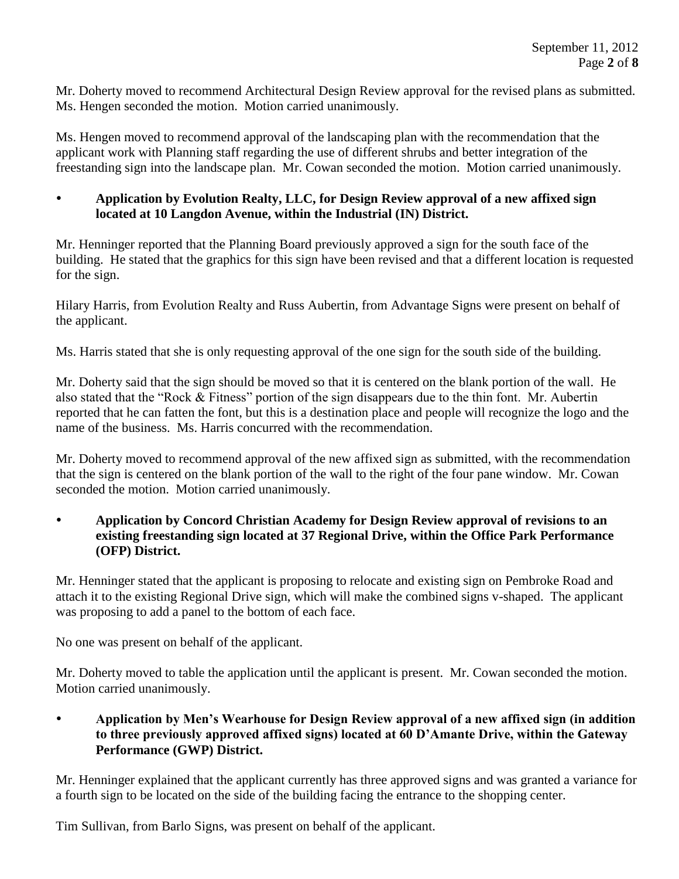Mr. Doherty moved to recommend Architectural Design Review approval for the revised plans as submitted. Ms. Hengen seconded the motion. Motion carried unanimously.

Ms. Hengen moved to recommend approval of the landscaping plan with the recommendation that the applicant work with Planning staff regarding the use of different shrubs and better integration of the freestanding sign into the landscape plan. Mr. Cowan seconded the motion. Motion carried unanimously.

- **Application by Evolution Realty, LLC, for Design Review approval of a new affixed sign located at 10 Langdon Avenue, within the Industrial (IN) District.**

Mr. Henninger reported that the Planning Board previously approved a sign for the south face of the building. He stated that the graphics for this sign have been revised and that a different location is requested for the sign.

Hilary Harris, from Evolution Realty and Russ Aubertin, from Advantage Signs were present on behalf of the applicant.

Ms. Harris stated that she is only requesting approval of the one sign for the south side of the building.

Mr. Doherty said that the sign should be moved so that it is centered on the blank portion of the wall. He also stated that the "Rock & Fitness" portion of the sign disappears due to the thin font. Mr. Aubertin reported that he can fatten the font, but this is a destination place and people will recognize the logo and the name of the business. Ms. Harris concurred with the recommendation.

Mr. Doherty moved to recommend approval of the new affixed sign as submitted, with the recommendation that the sign is centered on the blank portion of the wall to the right of the four pane window. Mr. Cowan seconded the motion. Motion carried unanimously.

- **Application by Concord Christian Academy for Design Review approval of revisions to an existing freestanding sign located at 37 Regional Drive, within the Office Park Performance (OFP) District.**

Mr. Henninger stated that the applicant is proposing to relocate and existing sign on Pembroke Road and attach it to the existing Regional Drive sign, which will make the combined signs v-shaped. The applicant was proposing to add a panel to the bottom of each face.

No one was present on behalf of the applicant.

Mr. Doherty moved to table the application until the applicant is present. Mr. Cowan seconded the motion. Motion carried unanimously.

- **Application by Men's Wearhouse for Design Review approval of a new affixed sign (in addition to three previously approved affixed signs) located at 60 D'Amante Drive, within the Gateway Performance (GWP) District.**

Mr. Henninger explained that the applicant currently has three approved signs and was granted a variance for a fourth sign to be located on the side of the building facing the entrance to the shopping center.

Tim Sullivan, from Barlo Signs, was present on behalf of the applicant.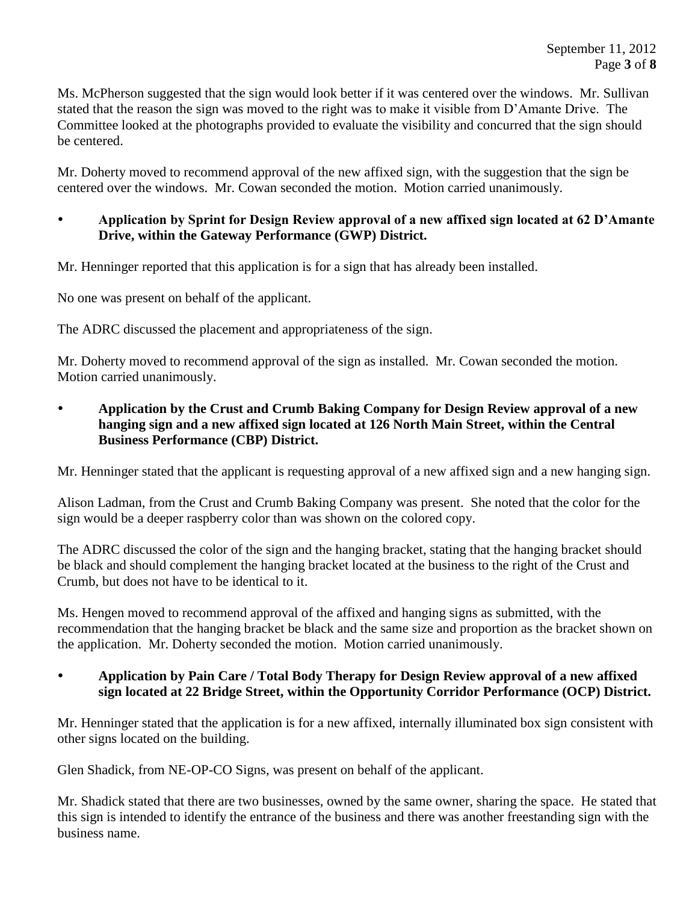Ms. McPherson suggested that the sign would look better if it was centered over the windows. Mr. Sullivan stated that the reason the sign was moved to the right was to make it visible from D'Amante Drive. The Committee looked at the photographs provided to evaluate the visibility and concurred that the sign should be centered.

Mr. Doherty moved to recommend approval of the new affixed sign, with the suggestion that the sign be centered over the windows. Mr. Cowan seconded the motion. Motion carried unanimously.

- **Application by Sprint for Design Review approval of a new affixed sign located at 62 D'Amante Drive, within the Gateway Performance (GWP) District.**

Mr. Henninger reported that this application is for a sign that has already been installed.

No one was present on behalf of the applicant.

The ADRC discussed the placement and appropriateness of the sign.

Mr. Doherty moved to recommend approval of the sign as installed. Mr. Cowan seconded the motion. Motion carried unanimously.

- **Application by the Crust and Crumb Baking Company for Design Review approval of a new hanging sign and a new affixed sign located at 126 North Main Street, within the Central Business Performance (CBP) District.**

Mr. Henninger stated that the applicant is requesting approval of a new affixed sign and a new hanging sign.

Alison Ladman, from the Crust and Crumb Baking Company was present. She noted that the color for the sign would be a deeper raspberry color than was shown on the colored copy.

The ADRC discussed the color of the sign and the hanging bracket, stating that the hanging bracket should be black and should complement the hanging bracket located at the business to the right of the Crust and Crumb, but does not have to be identical to it.

Ms. Hengen moved to recommend approval of the affixed and hanging signs as submitted, with the recommendation that the hanging bracket be black and the same size and proportion as the bracket shown on the application. Mr. Doherty seconded the motion. Motion carried unanimously.

- **Application by Pain Care / Total Body Therapy for Design Review approval of a new affixed sign located at 22 Bridge Street, within the Opportunity Corridor Performance (OCP) District.**

Mr. Henninger stated that the application is for a new affixed, internally illuminated box sign consistent with other signs located on the building.

Glen Shadick, from NE-OP-CO Signs, was present on behalf of the applicant.

Mr. Shadick stated that there are two businesses, owned by the same owner, sharing the space. He stated that this sign is intended to identify the entrance of the business and there was another freestanding sign with the business name.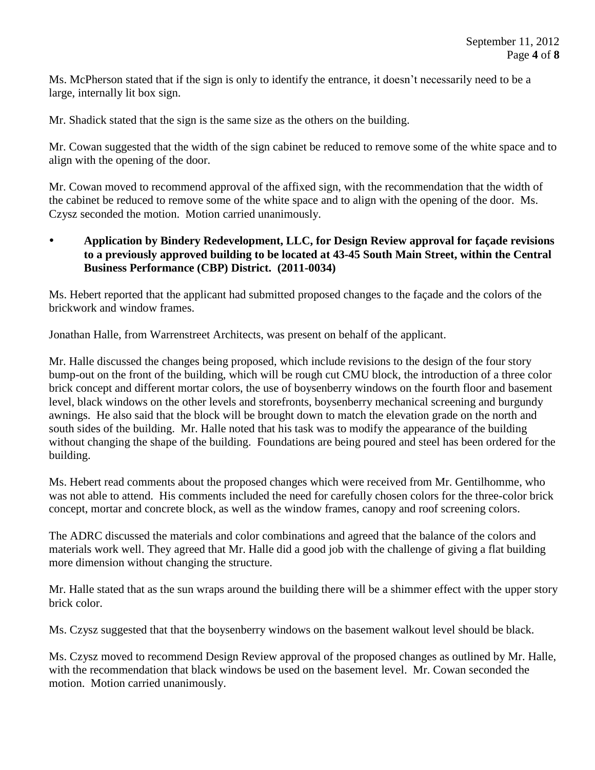Ms. McPherson stated that if the sign is only to identify the entrance, it doesn't necessarily need to be a large, internally lit box sign.

Mr. Shadick stated that the sign is the same size as the others on the building.

Mr. Cowan suggested that the width of the sign cabinet be reduced to remove some of the white space and to align with the opening of the door.

Mr. Cowan moved to recommend approval of the affixed sign, with the recommendation that the width of the cabinet be reduced to remove some of the white space and to align with the opening of the door. Ms. Czysz seconded the motion. Motion carried unanimously.

- **Application by Bindery Redevelopment, LLC, for Design Review approval for façade revisions to a previously approved building to be located at 43-45 South Main Street, within the Central Business Performance (CBP) District. (2011-0034)**

Ms. Hebert reported that the applicant had submitted proposed changes to the façade and the colors of the brickwork and window frames.

Jonathan Halle, from Warrenstreet Architects, was present on behalf of the applicant.

Mr. Halle discussed the changes being proposed, which include revisions to the design of the four story bump-out on the front of the building, which will be rough cut CMU block, the introduction of a three color brick concept and different mortar colors, the use of boysenberry windows on the fourth floor and basement level, black windows on the other levels and storefronts, boysenberry mechanical screening and burgundy awnings. He also said that the block will be brought down to match the elevation grade on the north and south sides of the building. Mr. Halle noted that his task was to modify the appearance of the building without changing the shape of the building. Foundations are being poured and steel has been ordered for the building.

Ms. Hebert read comments about the proposed changes which were received from Mr. Gentilhomme, who was not able to attend. His comments included the need for carefully chosen colors for the three-color brick concept, mortar and concrete block, as well as the window frames, canopy and roof screening colors.

The ADRC discussed the materials and color combinations and agreed that the balance of the colors and materials work well. They agreed that Mr. Halle did a good job with the challenge of giving a flat building more dimension without changing the structure.

Mr. Halle stated that as the sun wraps around the building there will be a shimmer effect with the upper story brick color.

Ms. Czysz suggested that that the boysenberry windows on the basement walkout level should be black.

Ms. Czysz moved to recommend Design Review approval of the proposed changes as outlined by Mr. Halle, with the recommendation that black windows be used on the basement level. Mr. Cowan seconded the motion. Motion carried unanimously.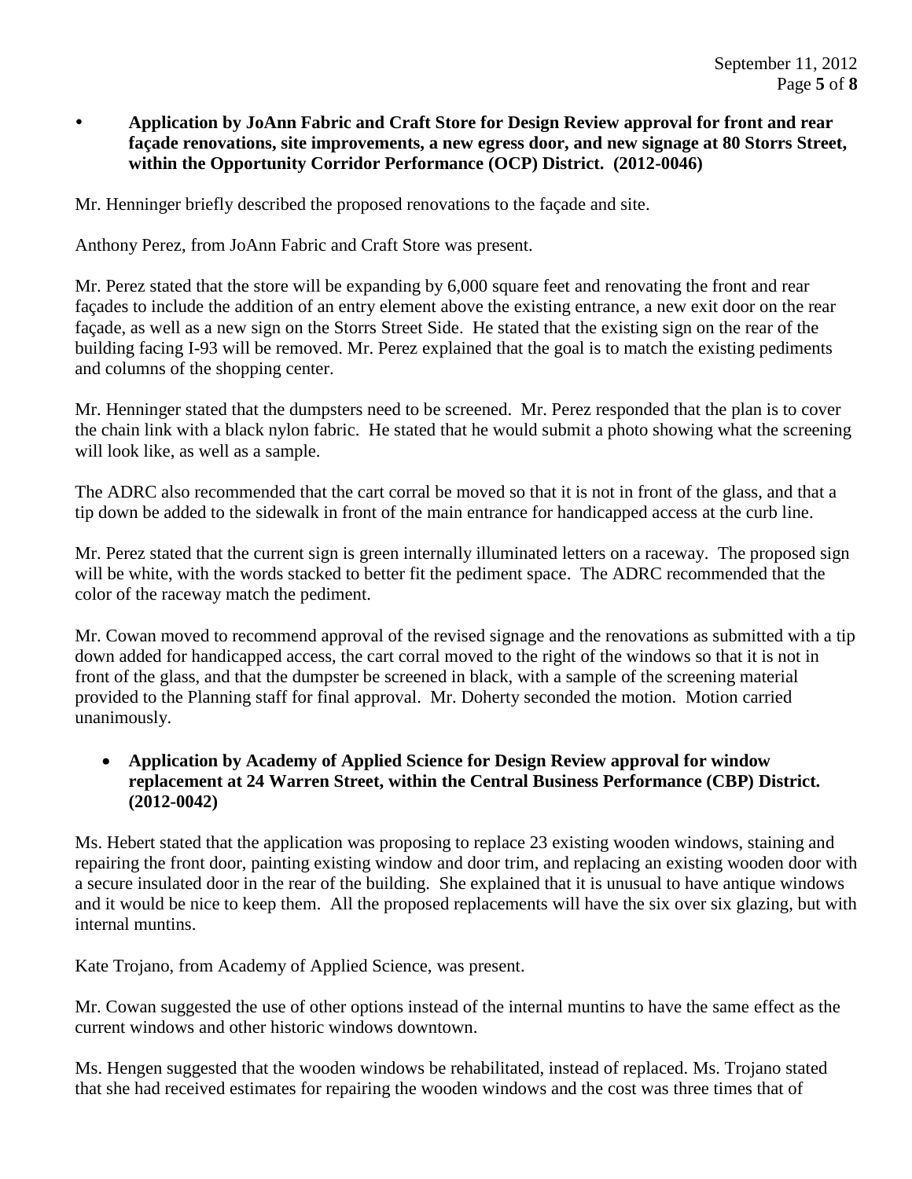- **Application by JoAnn Fabric and Craft Store for Design Review approval for front and rear façade renovations, site improvements, a new egress door, and new signage at 80 Storrs Street, within the Opportunity Corridor Performance (OCP) District. (2012-0046)**

Mr. Henninger briefly described the proposed renovations to the façade and site.

Anthony Perez, from JoAnn Fabric and Craft Store was present.

Mr. Perez stated that the store will be expanding by 6,000 square feet and renovating the front and rear façades to include the addition of an entry element above the existing entrance, a new exit door on the rear façade, as well as a new sign on the Storrs Street Side. He stated that the existing sign on the rear of the building facing I-93 will be removed. Mr. Perez explained that the goal is to match the existing pediments and columns of the shopping center.

Mr. Henninger stated that the dumpsters need to be screened. Mr. Perez responded that the plan is to cover the chain link with a black nylon fabric. He stated that he would submit a photo showing what the screening will look like, as well as a sample.

The ADRC also recommended that the cart corral be moved so that it is not in front of the glass, and that a tip down be added to the sidewalk in front of the main entrance for handicapped access at the curb line.

Mr. Perez stated that the current sign is green internally illuminated letters on a raceway. The proposed sign will be white, with the words stacked to better fit the pediment space. The ADRC recommended that the color of the raceway match the pediment.

Mr. Cowan moved to recommend approval of the revised signage and the renovations as submitted with a tip down added for handicapped access, the cart corral moved to the right of the windows so that it is not in front of the glass, and that the dumpster be screened in black, with a sample of the screening material provided to the Planning staff for final approval. Mr. Doherty seconded the motion. Motion carried unanimously.

- **Application by Academy of Applied Science for Design Review approval for window replacement at 24 Warren Street, within the Central Business Performance (CBP) District. (2012-0042)**

Ms. Hebert stated that the application was proposing to replace 23 existing wooden windows, staining and repairing the front door, painting existing window and door trim, and replacing an existing wooden door with a secure insulated door in the rear of the building. She explained that it is unusual to have antique windows and it would be nice to keep them. All the proposed replacements will have the six over six glazing, but with internal muntins.

Kate Trojano, from Academy of Applied Science, was present.

Mr. Cowan suggested the use of other options instead of the internal muntins to have the same effect as the current windows and other historic windows downtown.

Ms. Hengen suggested that the wooden windows be rehabilitated, instead of replaced. Ms. Trojano stated that she had received estimates for repairing the wooden windows and the cost was three times that of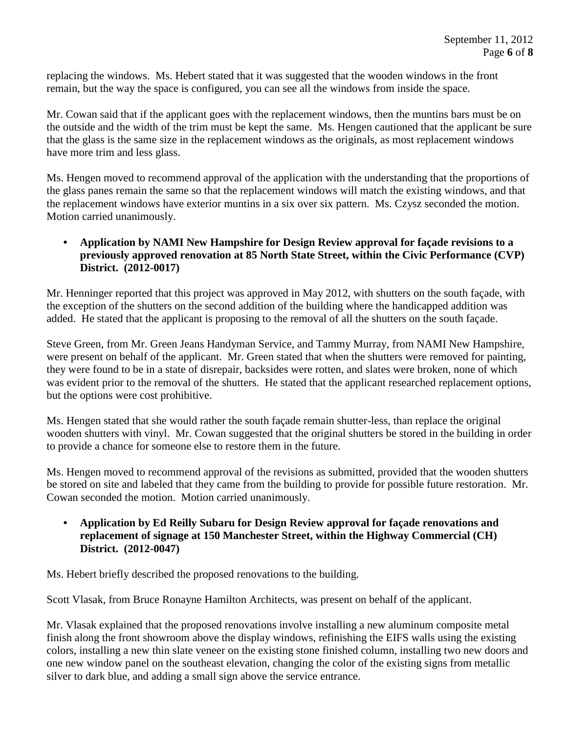replacing the windows. Ms. Hebert stated that it was suggested that the wooden windows in the front remain, but the way the space is configured, you can see all the windows from inside the space.

Mr. Cowan said that if the applicant goes with the replacement windows, then the muntins bars must be on the outside and the width of the trim must be kept the same. Ms. Hengen cautioned that the applicant be sure that the glass is the same size in the replacement windows as the originals, as most replacement windows have more trim and less glass.

Ms. Hengen moved to recommend approval of the application with the understanding that the proportions of the glass panes remain the same so that the replacement windows will match the existing windows, and that the replacement windows have exterior muntins in a six over six pattern. Ms. Czysz seconded the motion. Motion carried unanimously.

- **Application by NAMI New Hampshire for Design Review approval for façade revisions to a previously approved renovation at 85 North State Street, within the Civic Performance (CVP) District. (2012-0017)**

Mr. Henninger reported that this project was approved in May 2012, with shutters on the south façade, with the exception of the shutters on the second addition of the building where the handicapped addition was added. He stated that the applicant is proposing to the removal of all the shutters on the south façade.

Steve Green, from Mr. Green Jeans Handyman Service, and Tammy Murray, from NAMI New Hampshire, were present on behalf of the applicant. Mr. Green stated that when the shutters were removed for painting, they were found to be in a state of disrepair, backsides were rotten, and slates were broken, none of which was evident prior to the removal of the shutters. He stated that the applicant researched replacement options, but the options were cost prohibitive.

Ms. Hengen stated that she would rather the south façade remain shutter-less, than replace the original wooden shutters with vinyl. Mr. Cowan suggested that the original shutters be stored in the building in order to provide a chance for someone else to restore them in the future.

Ms. Hengen moved to recommend approval of the revisions as submitted, provided that the wooden shutters be stored on site and labeled that they came from the building to provide for possible future restoration. Mr. Cowan seconded the motion. Motion carried unanimously.

- **Application by Ed Reilly Subaru for Design Review approval for façade renovations and replacement of signage at 150 Manchester Street, within the Highway Commercial (CH) District. (2012-0047)**

Ms. Hebert briefly described the proposed renovations to the building.

Scott Vlasak, from Bruce Ronayne Hamilton Architects, was present on behalf of the applicant.

Mr. Vlasak explained that the proposed renovations involve installing a new aluminum composite metal finish along the front showroom above the display windows, refinishing the EIFS walls using the existing colors, installing a new thin slate veneer on the existing stone finished column, installing two new doors and one new window panel on the southeast elevation, changing the color of the existing signs from metallic silver to dark blue, and adding a small sign above the service entrance.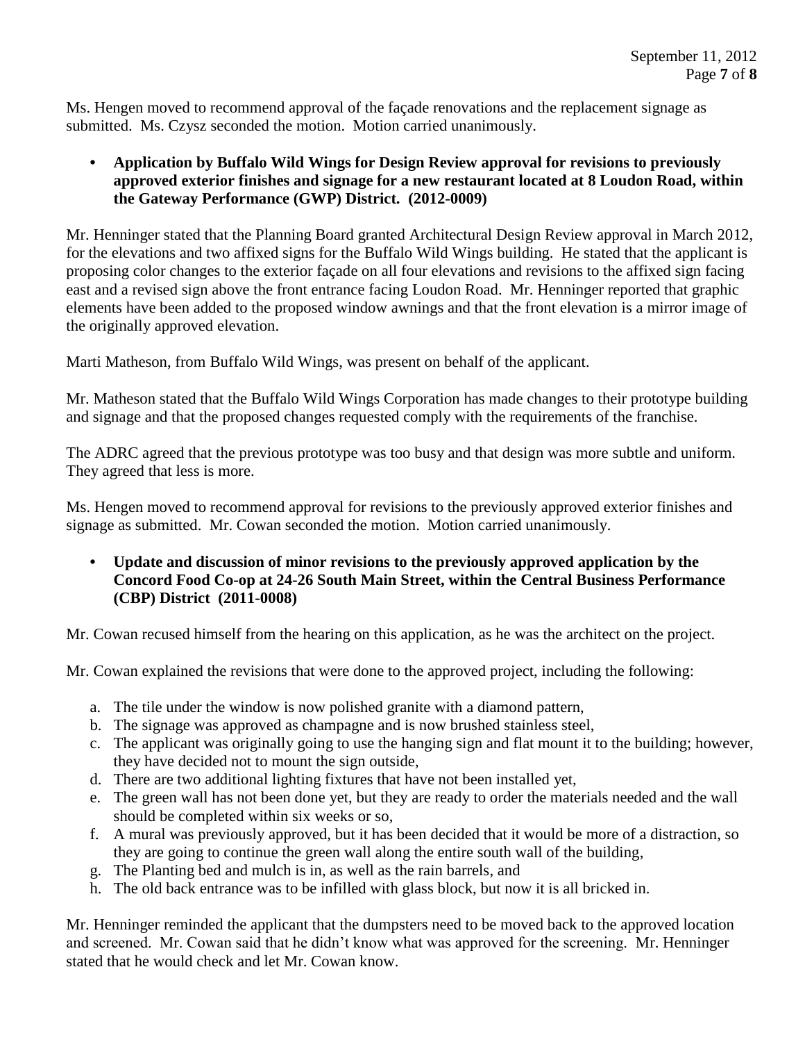Ms. Hengen moved to recommend approval of the façade renovations and the replacement signage as submitted. Ms. Czysz seconded the motion. Motion carried unanimously.

- **Application by Buffalo Wild Wings for Design Review approval for revisions to previously approved exterior finishes and signage for a new restaurant located at 8 Loudon Road, within the Gateway Performance (GWP) District. (2012-0009)**

Mr. Henninger stated that the Planning Board granted Architectural Design Review approval in March 2012, for the elevations and two affixed signs for the Buffalo Wild Wings building. He stated that the applicant is proposing color changes to the exterior façade on all four elevations and revisions to the affixed sign facing east and a revised sign above the front entrance facing Loudon Road. Mr. Henninger reported that graphic elements have been added to the proposed window awnings and that the front elevation is a mirror image of the originally approved elevation.

Marti Matheson, from Buffalo Wild Wings, was present on behalf of the applicant.

Mr. Matheson stated that the Buffalo Wild Wings Corporation has made changes to their prototype building and signage and that the proposed changes requested comply with the requirements of the franchise.

The ADRC agreed that the previous prototype was too busy and that design was more subtle and uniform. They agreed that less is more.

Ms. Hengen moved to recommend approval for revisions to the previously approved exterior finishes and signage as submitted. Mr. Cowan seconded the motion. Motion carried unanimously.

- **Update and discussion of minor revisions to the previously approved application by the Concord Food Co-op at 24-26 South Main Street, within the Central Business Performance (CBP) District (2011-0008)**

Mr. Cowan recused himself from the hearing on this application, as he was the architect on the project.

Mr. Cowan explained the revisions that were done to the approved project, including the following:

a. The tile under the window is now polished granite with a diamond pattern,
b. The signage was approved as champagne and is now brushed stainless steel,
c. The applicant was originally going to use the hanging sign and flat mount it to the building; however, they have decided not to mount the sign outside,
d. There are two additional lighting fixtures that have not been installed yet,
e. The green wall has not been done yet, but they are ready to order the materials needed and the wall should be completed within six weeks or so,
f. A mural was previously approved, but it has been decided that it would be more of a distraction, so they are going to continue the green wall along the entire south wall of the building,
g. The Planting bed and mulch is in, as well as the rain barrels, and
h. The old back entrance was to be infilled with glass block, but now it is all bricked in.

Mr. Henninger reminded the applicant that the dumpsters need to be moved back to the approved location and screened. Mr. Cowan said that he didn't know what was approved for the screening. Mr. Henninger stated that he would check and let Mr. Cowan know.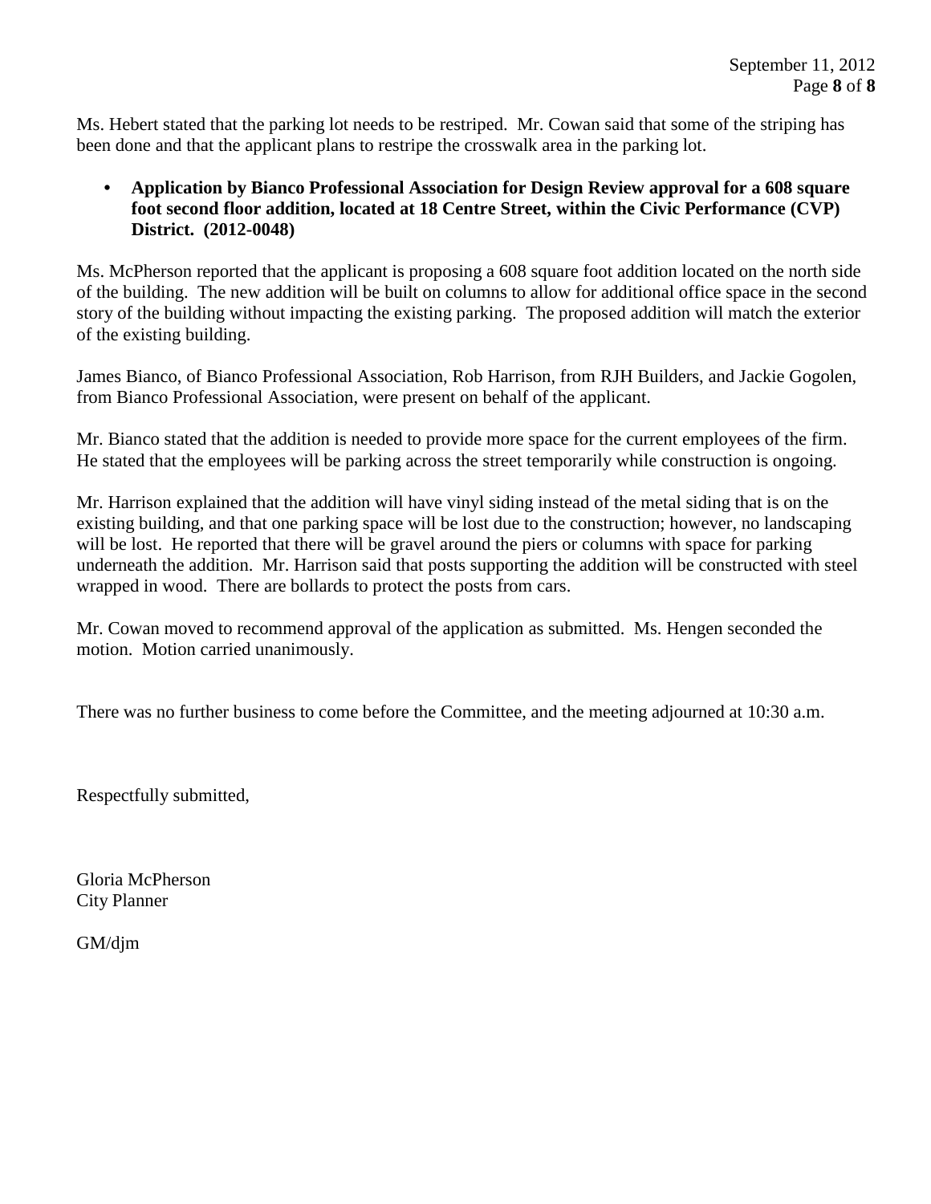Ms. Hebert stated that the parking lot needs to be restriped. Mr. Cowan said that some of the striping has been done and that the applicant plans to restripe the crosswalk area in the parking lot.

- **Application by Bianco Professional Association for Design Review approval for a 608 square foot second floor addition, located at 18 Centre Street, within the Civic Performance (CVP) District. (2012-0048)**

Ms. McPherson reported that the applicant is proposing a 608 square foot addition located on the north side of the building. The new addition will be built on columns to allow for additional office space in the second story of the building without impacting the existing parking. The proposed addition will match the exterior of the existing building.

James Bianco, of Bianco Professional Association, Rob Harrison, from RJH Builders, and Jackie Gogolen, from Bianco Professional Association, were present on behalf of the applicant.

Mr. Bianco stated that the addition is needed to provide more space for the current employees of the firm. He stated that the employees will be parking across the street temporarily while construction is ongoing.

Mr. Harrison explained that the addition will have vinyl siding instead of the metal siding that is on the existing building, and that one parking space will be lost due to the construction; however, no landscaping will be lost. He reported that there will be gravel around the piers or columns with space for parking underneath the addition. Mr. Harrison said that posts supporting the addition will be constructed with steel wrapped in wood. There are bollards to protect the posts from cars.

Mr. Cowan moved to recommend approval of the application as submitted. Ms. Hengen seconded the motion. Motion carried unanimously.

There was no further business to come before the Committee, and the meeting adjourned at 10:30 a.m.

Respectfully submitted,

Gloria McPherson
City Planner

GM/djm